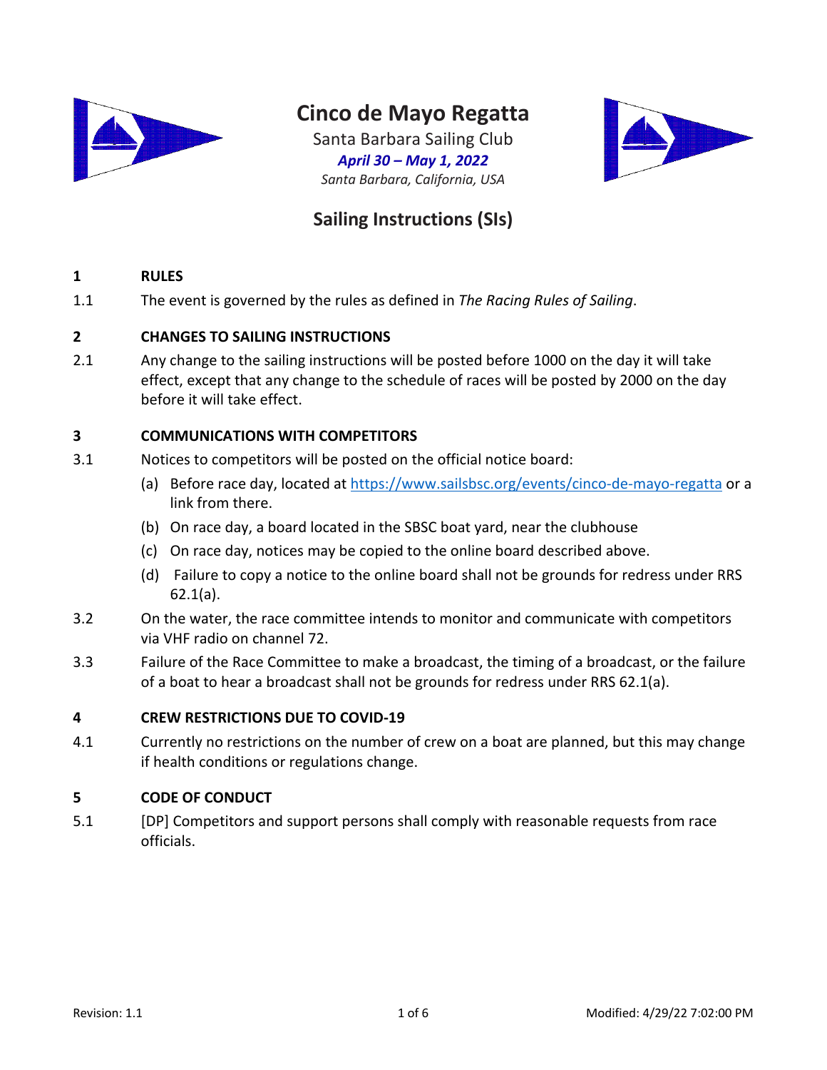# Cinco de Mayo Regatta

Santa Barbara Sailing Club

***April 30 – May 1, 2022***

*Santa Barbara, California, USA*

## Sailing Instructions (SIs)

### 1 RULES

1.1 The event is governed by the rules as defined in *The Racing Rules of Sailing*.

### 2 CHANGES TO SAILING INSTRUCTIONS

2.1 Any change to the sailing instructions will be posted before 1000 on the day it will take effect, except that any change to the schedule of races will be posted by 2000 on the day before it will take effect.

### 3 COMMUNICATIONS WITH COMPETITORS

3.1 Notices to competitors will be posted on the official notice board:

(a) Before race day, located at [https://www.sailsbsc.org/events/cinco-de-mayo-regatta](https://www.sailsbsc.org/events/cinco-de-mayo-regatta) or a link from there.

(b) On race day, a board located in the SBSC boat yard, near the clubhouse

(c) On race day, notices may be copied to the online board described above.

(d) Failure to copy a notice to the online board shall not be grounds for redress under RRS 62.1(a).

3.2 On the water, the race committee intends to monitor and communicate with competitors via VHF radio on channel 72.

3.3 Failure of the Race Committee to make a broadcast, the timing of a broadcast, or the failure of a boat to hear a broadcast shall not be grounds for redress under RRS 62.1(a).

### 4 CREW RESTRICTIONS DUE TO COVID-19

4.1 Currently no restrictions on the number of crew on a boat are planned, but this may change if health conditions or regulations change.

### 5 CODE OF CONDUCT

5.1 [DP] Competitors and support persons shall comply with reasonable requests from race officials.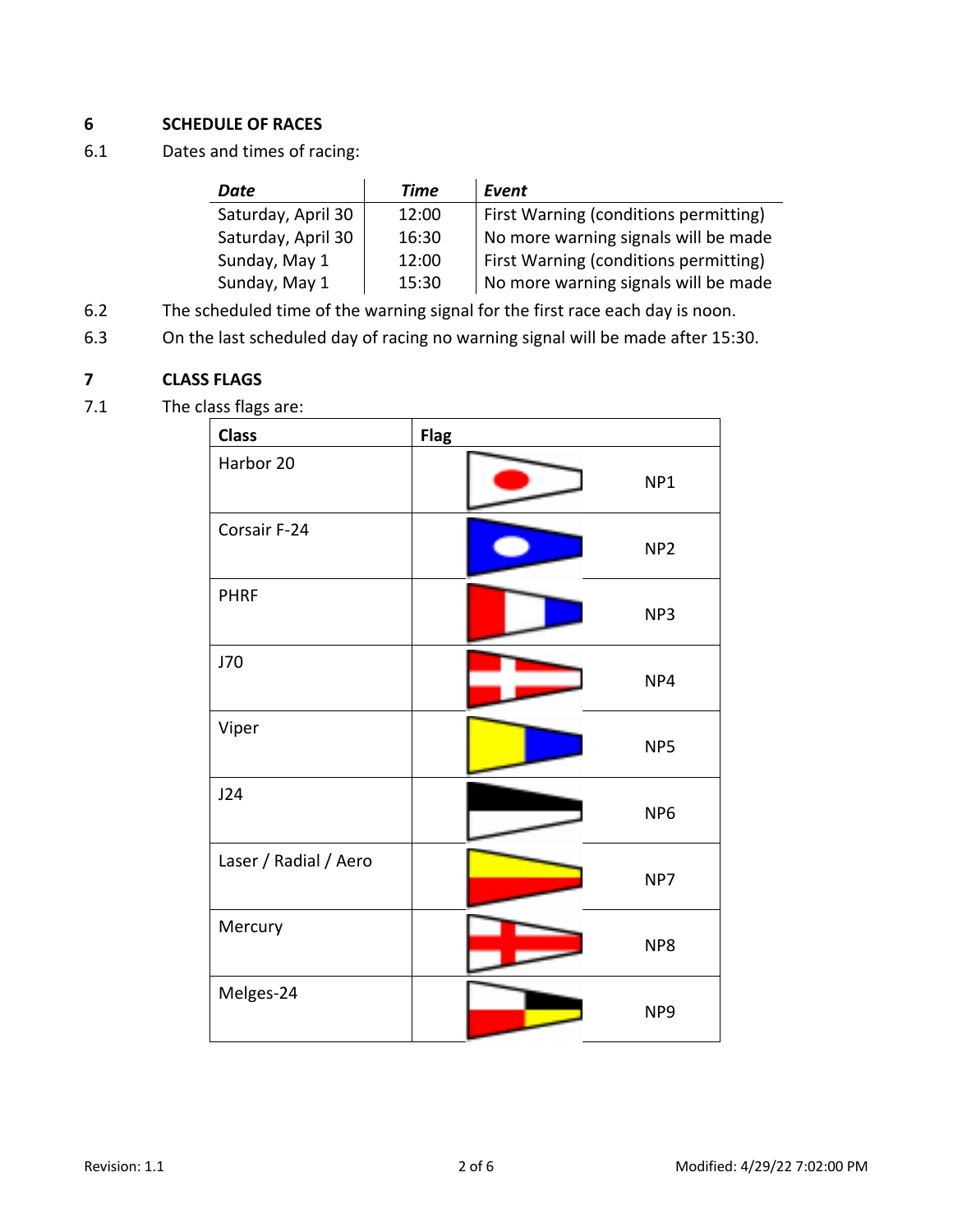## 6 SCHEDULE OF RACES

6.1 Dates and times of racing:

| ***Date*** | ***Time*** | ***Event*** |
|---|---|---|
| Saturday, April 30 | 12:00 | First Warning (conditions permitting) |
| Saturday, April 30 | 16:30 | No more warning signals will be made |
| Sunday, May 1 | 12:00 | First Warning (conditions permitting) |
| Sunday, May 1 | 15:30 | No more warning signals will be made |

6.2 The scheduled time of the warning signal for the first race each day is noon.

6.3 On the last scheduled day of racing no warning signal will be made after 15:30.

## 7 CLASS FLAGS

7.1 The class flags are:

| Class | Flag |
|---|---|
| Harbor 20 | NP1 |
| Corsair F-24 | NP2 |
| PHRF | NP3 |
| J70 | NP4 |
| Viper | NP5 |
| J24 | NP6 |
| Laser / Radial / Aero | NP7 |
| Mercury | NP8 |
| Melges-24 | NP9 |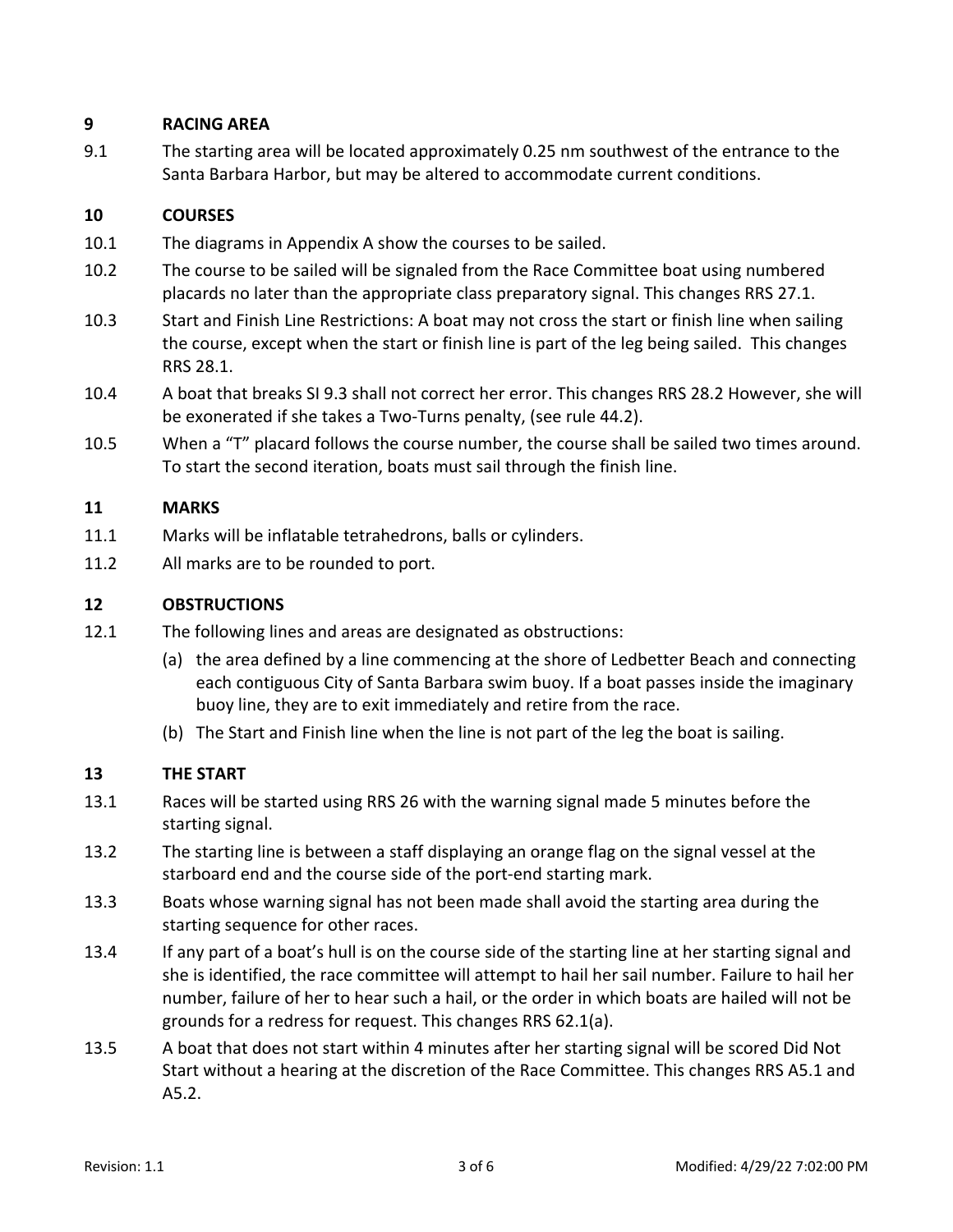## 9 RACING AREA

9.1 The starting area will be located approximately 0.25 nm southwest of the entrance to the Santa Barbara Harbor, but may be altered to accommodate current conditions.

## 10 COURSES

10.1 The diagrams in Appendix A show the courses to be sailed.

10.2 The course to be sailed will be signaled from the Race Committee boat using numbered placards no later than the appropriate class preparatory signal. This changes RRS 27.1.

10.3 Start and Finish Line Restrictions: A boat may not cross the start or finish line when sailing the course, except when the start or finish line is part of the leg being sailed. This changes RRS 28.1.

10.4 A boat that breaks SI 9.3 shall not correct her error. This changes RRS 28.2 However, she will be exonerated if she takes a Two-Turns penalty, (see rule 44.2).

10.5 When a "T" placard follows the course number, the course shall be sailed two times around. To start the second iteration, boats must sail through the finish line.

## 11 MARKS

11.1 Marks will be inflatable tetrahedrons, balls or cylinders.

11.2 All marks are to be rounded to port.

## 12 OBSTRUCTIONS

12.1 The following lines and areas are designated as obstructions:

(a) the area defined by a line commencing at the shore of Ledbetter Beach and connecting each contiguous City of Santa Barbara swim buoy. If a boat passes inside the imaginary buoy line, they are to exit immediately and retire from the race.

(b) The Start and Finish line when the line is not part of the leg the boat is sailing.

## 13 THE START

13.1 Races will be started using RRS 26 with the warning signal made 5 minutes before the starting signal.

13.2 The starting line is between a staff displaying an orange flag on the signal vessel at the starboard end and the course side of the port-end starting mark.

13.3 Boats whose warning signal has not been made shall avoid the starting area during the starting sequence for other races.

13.4 If any part of a boat's hull is on the course side of the starting line at her starting signal and she is identified, the race committee will attempt to hail her sail number. Failure to hail her number, failure of her to hear such a hail, or the order in which boats are hailed will not be grounds for a redress for request. This changes RRS 62.1(a).

13.5 A boat that does not start within 4 minutes after her starting signal will be scored Did Not Start without a hearing at the discretion of the Race Committee. This changes RRS A5.1 and A5.2.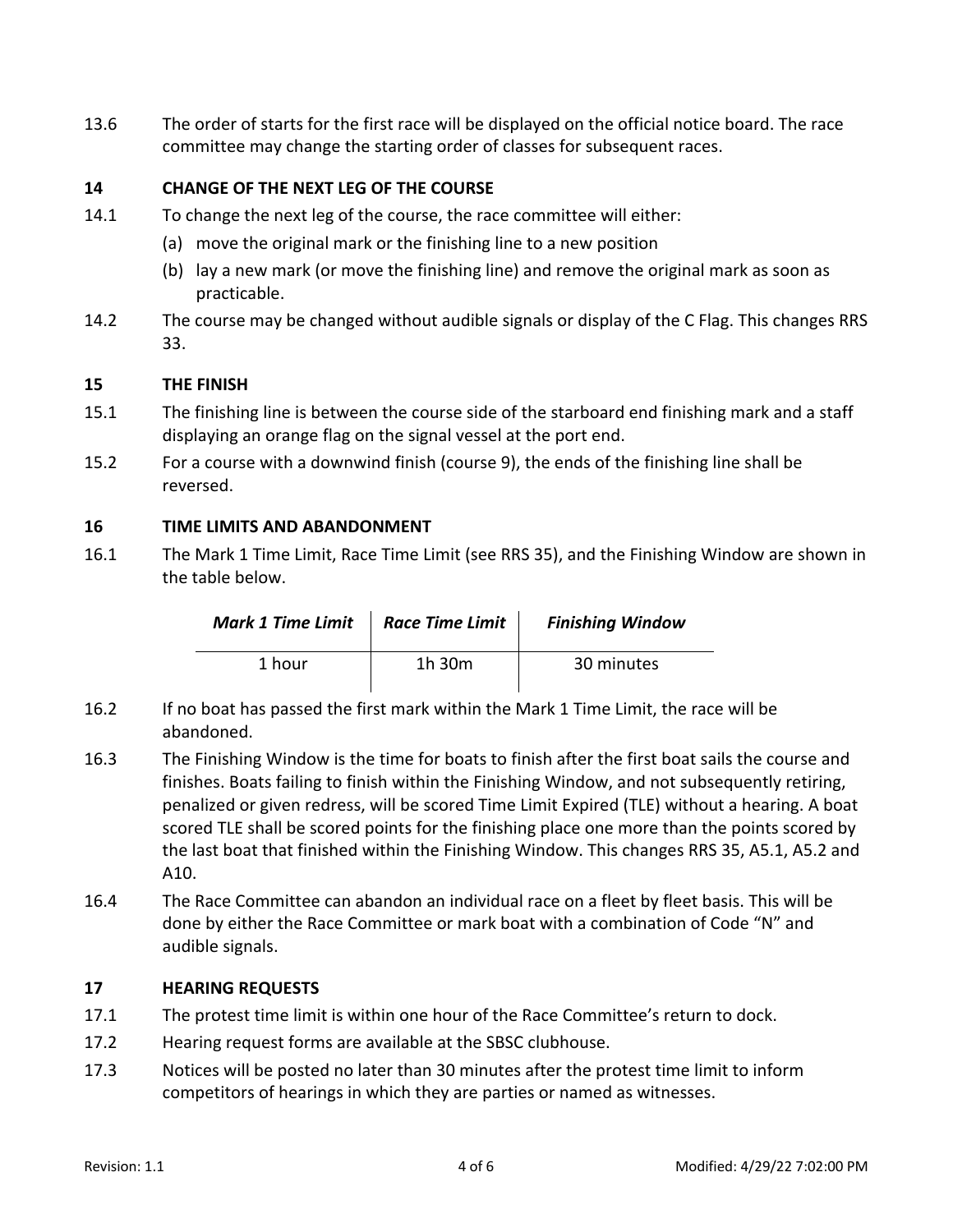13.6 The order of starts for the first race will be displayed on the official notice board. The race committee may change the starting order of classes for subsequent races.

## 14 CHANGE OF THE NEXT LEG OF THE COURSE

14.1 To change the next leg of the course, the race committee will either:

(a) move the original mark or the finishing line to a new position

(b) lay a new mark (or move the finishing line) and remove the original mark as soon as practicable.

14.2 The course may be changed without audible signals or display of the C Flag. This changes RRS 33.

## 15 THE FINISH

15.1 The finishing line is between the course side of the starboard end finishing mark and a staff displaying an orange flag on the signal vessel at the port end.

15.2 For a course with a downwind finish (course 9), the ends of the finishing line shall be reversed.

## 16 TIME LIMITS AND ABANDONMENT

16.1 The Mark 1 Time Limit, Race Time Limit (see RRS 35), and the Finishing Window are shown in the table below.

| ***Mark 1 Time Limit*** | ***Race Time Limit*** | ***Finishing Window*** |
|---|---|---|
| 1 hour | 1h 30m | 30 minutes |

16.2 If no boat has passed the first mark within the Mark 1 Time Limit, the race will be abandoned.

16.3 The Finishing Window is the time for boats to finish after the first boat sails the course and finishes. Boats failing to finish within the Finishing Window, and not subsequently retiring, penalized or given redress, will be scored Time Limit Expired (TLE) without a hearing. A boat scored TLE shall be scored points for the finishing place one more than the points scored by the last boat that finished within the Finishing Window. This changes RRS 35, A5.1, A5.2 and A10.

16.4 The Race Committee can abandon an individual race on a fleet by fleet basis. This will be done by either the Race Committee or mark boat with a combination of Code "N" and audible signals.

## 17 HEARING REQUESTS

17.1 The protest time limit is within one hour of the Race Committee's return to dock.

17.2 Hearing request forms are available at the SBSC clubhouse.

17.3 Notices will be posted no later than 30 minutes after the protest time limit to inform competitors of hearings in which they are parties or named as witnesses.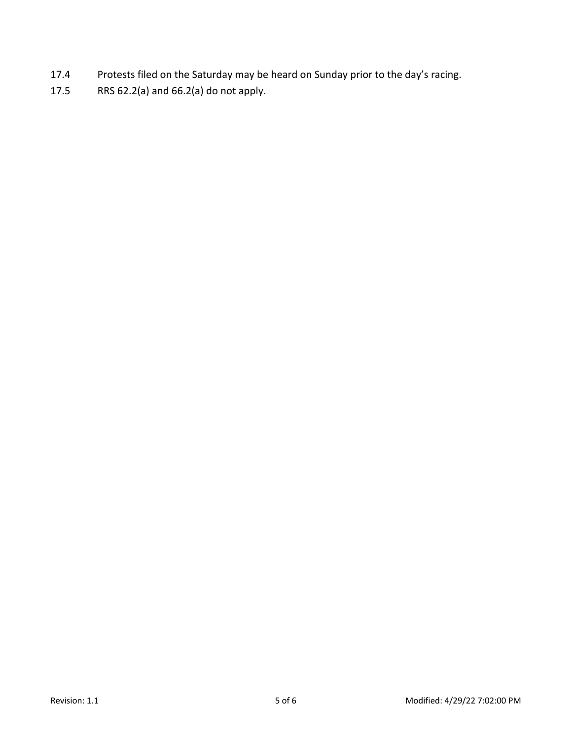17.4 Protests filed on the Saturday may be heard on Sunday prior to the day's racing.

17.5 RRS 62.2(a) and 66.2(a) do not apply.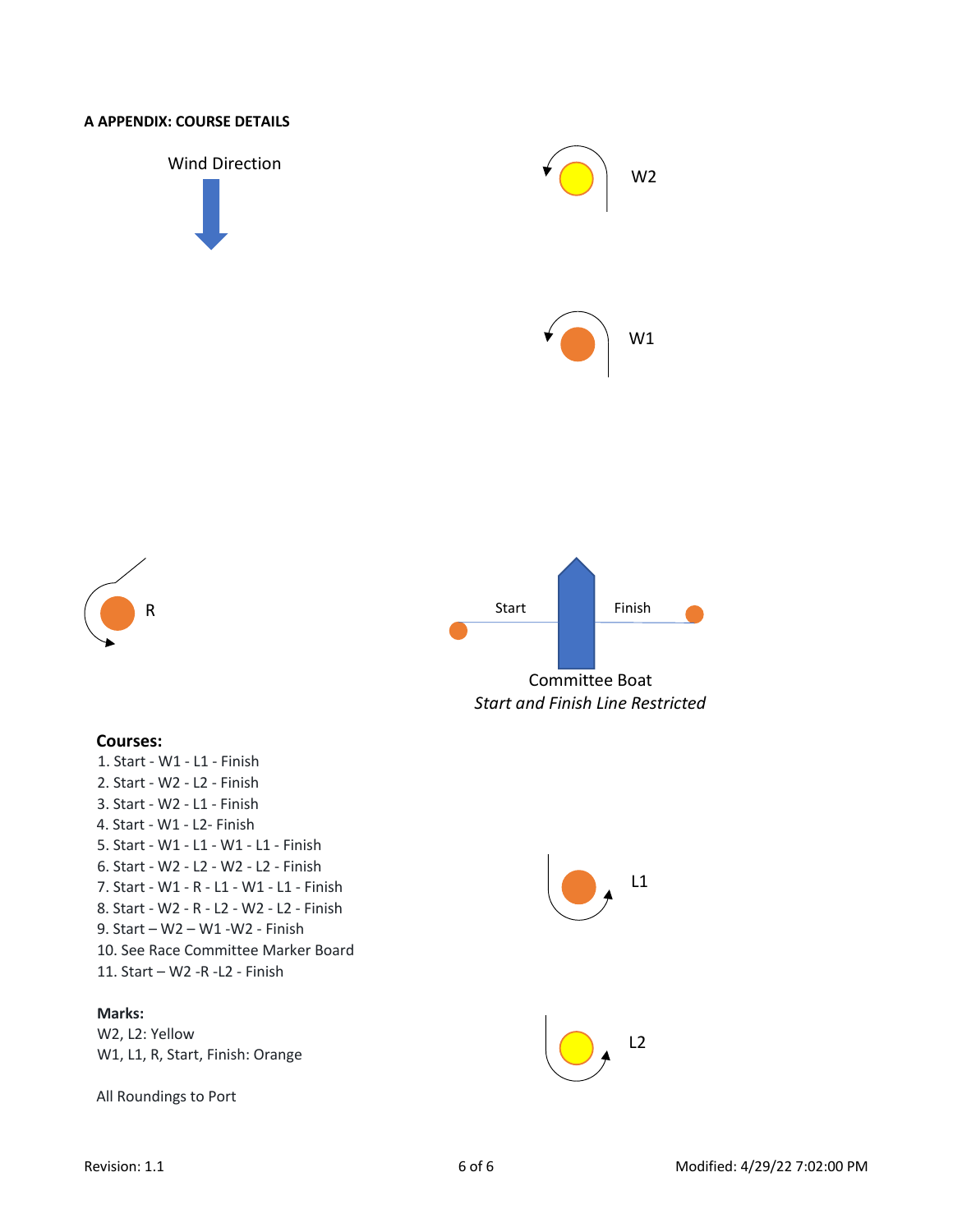**A APPENDIX: COURSE DETAILS**

Wind Direction

W2

W1

R

Start

Finish

Committee Boat

*Start and Finish Line Restricted*

L1

L2

**Courses:**

1. Start - W1 - L1 - Finish
2. Start - W2 - L2 - Finish
3. Start - W2 - L1 - Finish
4. Start - W1 - L2- Finish
5. Start - W1 - L1 - W1 - L1 - Finish
6. Start - W2 - L2 - W2 - L2 - Finish
7. Start - W1 - R - L1 - W1 - L1 - Finish
8. Start - W2 - R - L2 - W2 - L2 - Finish
9. Start – W2 – W1 -W2 - Finish
10. See Race Committee Marker Board
11. Start – W2 -R -L2 - Finish

**Marks:**

W2, L2: Yellow

W1, L1, R, Start, Finish: Orange

All Roundings to Port

Revision: 1.1

Modified: 4/29/22 7:02:00 PM